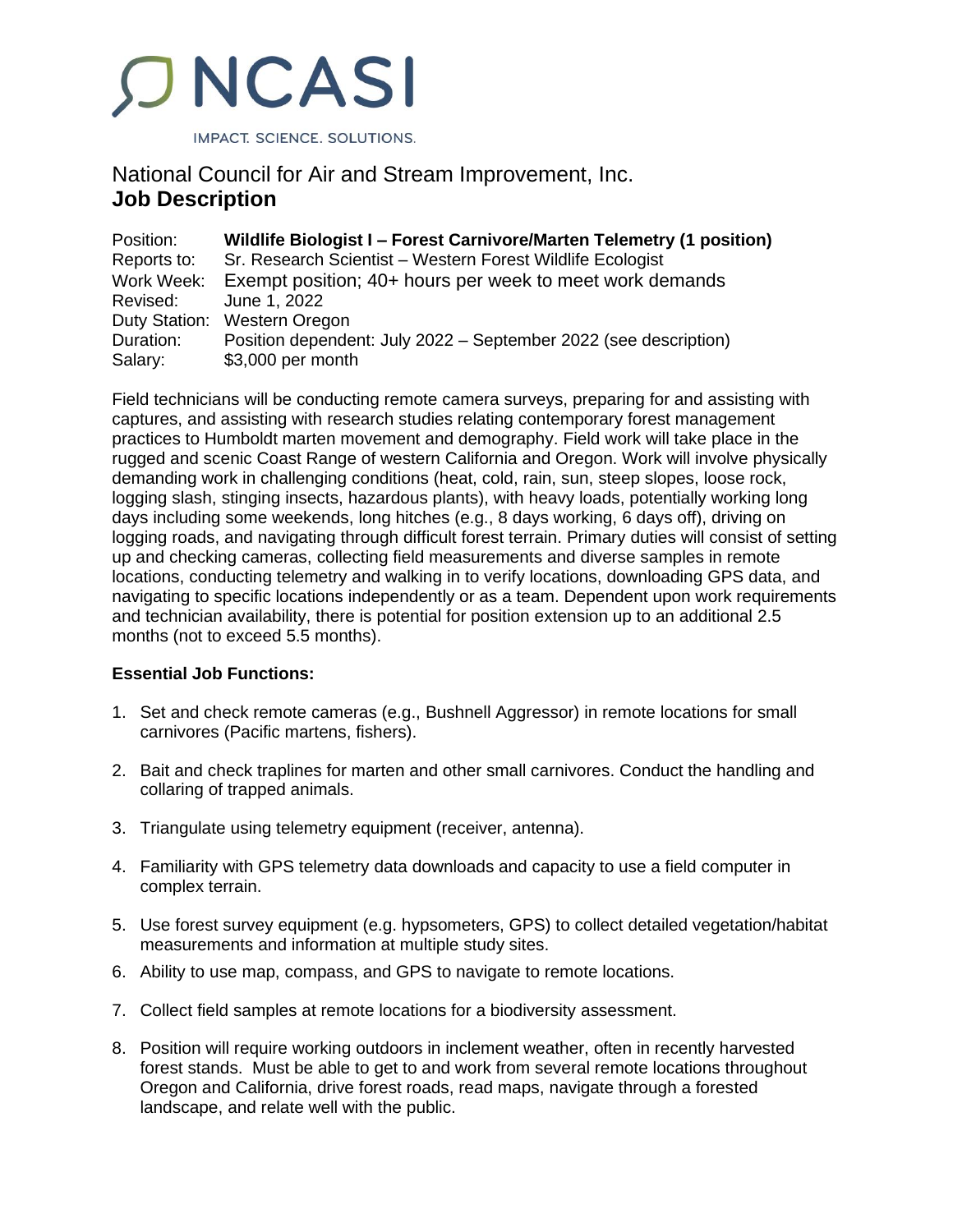# NCASI

IMPACT. SCIENCE. SOLUTIONS.

National Council for Air and Stream Improvement, Inc.

## Job Description

Position: **Wildlife Biologist I – Forest Carnivore/Marten Telemetry (1 position)**
Reports to: Sr. Research Scientist – Western Forest Wildlife Ecologist
Work Week: Exempt position; 40+ hours per week to meet work demands
Revised: June 1, 2022
Duty Station: Western Oregon
Duration: Position dependent: July 2022 – September 2022 (see description)
Salary: $3,000 per month

Field technicians will be conducting remote camera surveys, preparing for and assisting with captures, and assisting with research studies relating contemporary forest management practices to Humboldt marten movement and demography. Field work will take place in the rugged and scenic Coast Range of western California and Oregon. Work will involve physically demanding work in challenging conditions (heat, cold, rain, sun, steep slopes, loose rock, logging slash, stinging insects, hazardous plants), with heavy loads, potentially working long days including some weekends, long hitches (e.g., 8 days working, 6 days off), driving on logging roads, and navigating through difficult forest terrain. Primary duties will consist of setting up and checking cameras, collecting field measurements and diverse samples in remote locations, conducting telemetry and walking in to verify locations, downloading GPS data, and navigating to specific locations independently or as a team. Dependent upon work requirements and technician availability, there is potential for position extension up to an additional 2.5 months (not to exceed 5.5 months).

**Essential Job Functions:**

1. Set and check remote cameras (e.g., Bushnell Aggressor) in remote locations for small carnivores (Pacific martens, fishers).
2. Bait and check traplines for marten and other small carnivores. Conduct the handling and collaring of trapped animals.
3. Triangulate using telemetry equipment (receiver, antenna).
4. Familiarity with GPS telemetry data downloads and capacity to use a field computer in complex terrain.
5. Use forest survey equipment (e.g. hypsometers, GPS) to collect detailed vegetation/habitat measurements and information at multiple study sites.
6. Ability to use map, compass, and GPS to navigate to remote locations.
7. Collect field samples at remote locations for a biodiversity assessment.
8. Position will require working outdoors in inclement weather, often in recently harvested forest stands. Must be able to get to and work from several remote locations throughout Oregon and California, drive forest roads, read maps, navigate through a forested landscape, and relate well with the public.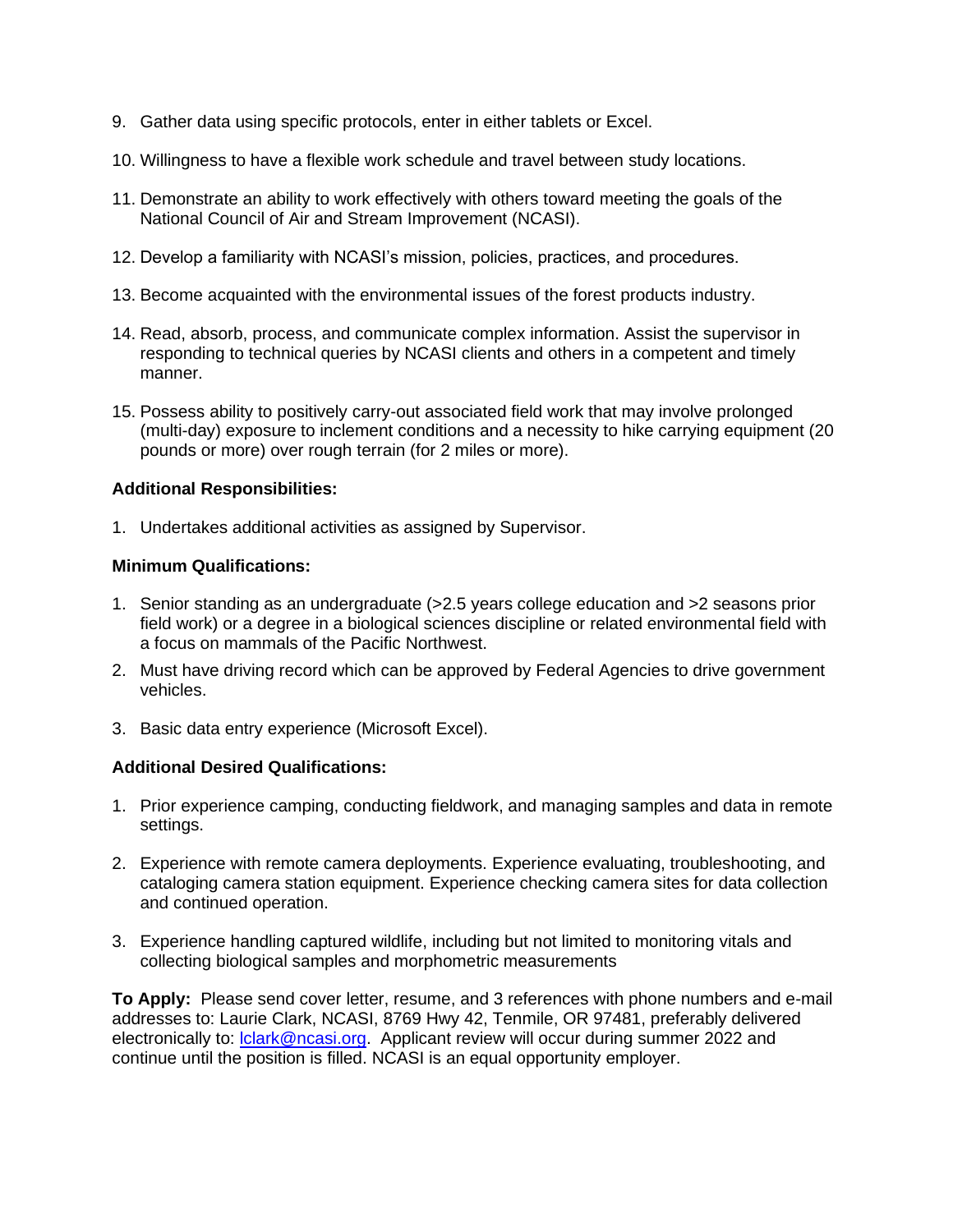9. Gather data using specific protocols, enter in either tablets or Excel.

10. Willingness to have a flexible work schedule and travel between study locations.

11. Demonstrate an ability to work effectively with others toward meeting the goals of the National Council of Air and Stream Improvement (NCASI).

12. Develop a familiarity with NCASI's mission, policies, practices, and procedures.

13. Become acquainted with the environmental issues of the forest products industry.

14. Read, absorb, process, and communicate complex information. Assist the supervisor in responding to technical queries by NCASI clients and others in a competent and timely manner.

15. Possess ability to positively carry-out associated field work that may involve prolonged (multi-day) exposure to inclement conditions and a necessity to hike carrying equipment (20 pounds or more) over rough terrain (for 2 miles or more).

**Additional Responsibilities:**

1. Undertakes additional activities as assigned by Supervisor.

**Minimum Qualifications:**

1. Senior standing as an undergraduate (>2.5 years college education and >2 seasons prior field work) or a degree in a biological sciences discipline or related environmental field with a focus on mammals of the Pacific Northwest.
2. Must have driving record which can be approved by Federal Agencies to drive government vehicles.
3. Basic data entry experience (Microsoft Excel).

**Additional Desired Qualifications:**

1. Prior experience camping, conducting fieldwork, and managing samples and data in remote settings.
2. Experience with remote camera deployments. Experience evaluating, troubleshooting, and cataloging camera station equipment. Experience checking camera sites for data collection and continued operation.
3. Experience handling captured wildlife, including but not limited to monitoring vitals and collecting biological samples and morphometric measurements

**To Apply:** Please send cover letter, resume, and 3 references with phone numbers and e-mail addresses to: Laurie Clark, NCASI, 8769 Hwy 42, Tenmile, OR 97481, preferably delivered electronically to: lclark@ncasi.org. Applicant review will occur during summer 2022 and continue until the position is filled. NCASI is an equal opportunity employer.